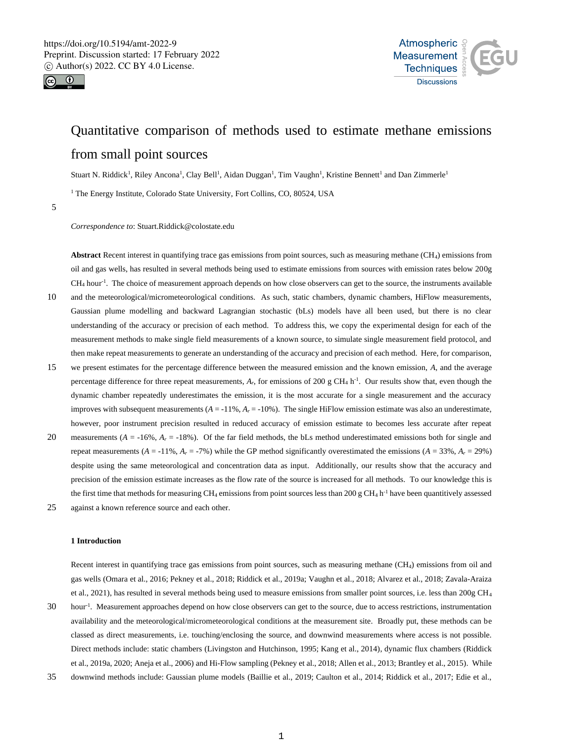# Quantitative comparison of methods used to estimate methane emissions from small point sources

Stuart N. Riddick[1], Riley Ancona[1], Clay Bell[1], Aidan Duggan[1], Tim Vaughn[1], Kristine Bennett[1] and Dan Zimmerle[1]

[1] The Energy Institute, Colorado State University, Fort Collins, CO, 80524, USA

*Correspondence to*: Stuart.Riddick@colostate.edu

**Abstract** Recent interest in quantifying trace gas emissions from point sources, such as measuring methane ($CH_4$) emissions from oil and gas wells, has resulted in several methods being used to estimate emissions from sources with emission rates below 200g $CH_4$ hour$^{-1}$. The choice of measurement approach depends on how close observers can get to the source, the instruments available and the meteorological/micrometeorological conditions. As such, static chambers, dynamic chambers, HiFlow measurements, Gaussian plume modelling and backward Lagrangian stochastic (bLs) models have all been used, but there is no clear understanding of the accuracy or precision of each method. To address this, we copy the experimental design for each of the measurement methods to make single field measurements of a known source, to simulate single measurement field protocol, and then make repeat measurements to generate an understanding of the accuracy and precision of each method. Here, for comparison, we present estimates for the percentage difference between the measured emission and the known emission, *A*, and the average percentage difference for three repeat measurements, $A_r$, for emissions of 200 g $CH_4$ h$^{-1}$. Our results show that, even though the dynamic chamber repeatedly underestimates the emission, it is the most accurate for a single measurement and the accuracy improves with subsequent measurements ($A$ = -11%, $A_r$ = -10%). The single HiFlow emission estimate was also an underestimate, however, poor instrument precision resulted in reduced accuracy of emission estimate to becomes less accurate after repeat measurements ($A$ = -16%, $A_r$ = -18%). Of the far field methods, the bLs method underestimated emissions both for single and repeat measurements ($A$ = -11%, $A_r$ = -7%) while the GP method significantly overestimated the emissions ($A$ = 33%, $A_r$ = 29%) despite using the same meteorological and concentration data as input. Additionally, our results show that the accuracy and precision of the emission estimate increases as the flow rate of the source is increased for all methods. To our knowledge this is the first time that methods for measuring $CH_4$ emissions from point sources less than 200 g $CH_4$ h$^{-1}$ have been quantitively assessed against a known reference source and each other.

## 1 Introduction

Recent interest in quantifying trace gas emissions from point sources, such as measuring methane ($CH_4$) emissions from oil and gas wells (Omara et al., 2016; Pekney et al., 2018; Riddick et al., 2019a; Vaughn et al., 2018; Alvarez et al., 2018; Zavala-Araiza et al., 2021), has resulted in several methods being used to measure emissions from smaller point sources, i.e. less than 200g $CH_4$ hour$^{-1}$. Measurement approaches depend on how close observers can get to the source, due to access restrictions, instrumentation availability and the meteorological/micrometeorological conditions at the measurement site. Broadly put, these methods can be classed as direct measurements, i.e. touching/enclosing the source, and downwind measurements where access is not possible. Direct methods include: static chambers (Livingston and Hutchinson, 1995; Kang et al., 2014), dynamic flux chambers (Riddick et al., 2019a, 2020; Aneja et al., 2006) and Hi-Flow sampling (Pekney et al., 2018; Allen et al., 2013; Brantley et al., 2015). While downwind methods include: Gaussian plume models (Baillie et al., 2019; Caulton et al., 2014; Riddick et al., 2017; Edie et al.,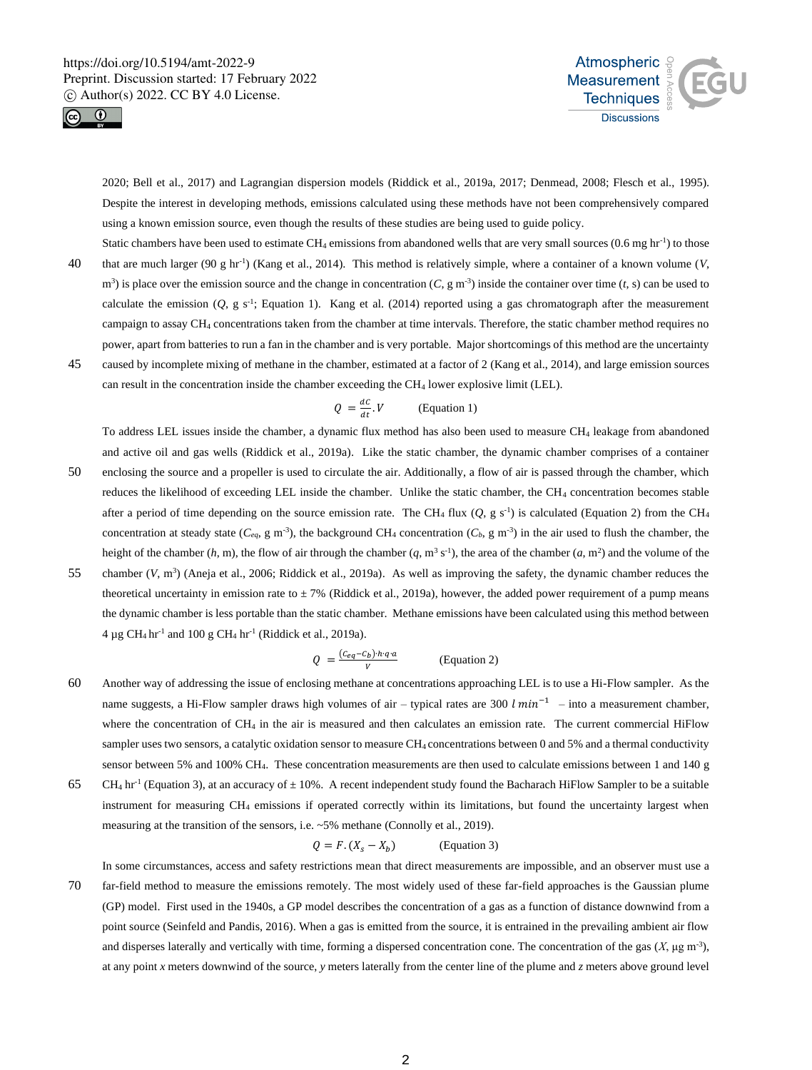2020; Bell et al., 2017) and Lagrangian dispersion models (Riddick et al., 2019a, 2017; Denmead, 2008; Flesch et al., 1995). Despite the interest in developing methods, emissions calculated using these methods have not been comprehensively compared using a known emission source, even though the results of these studies are being used to guide policy.

Static chambers have been used to estimate $CH_4$ emissions from abandoned wells that are very small sources (0.6 mg $hr^{-1}$) to those that are much larger (90 g $hr^{-1}$) (Kang et al., 2014). This method is relatively simple, where a container of a known volume ($V$, $m^3$) is place over the emission source and the change in concentration ($C$, g $m^{-3}$) inside the container over time ($t$, s) can be used to calculate the emission ($Q$, g $s^{-1}$; Equation 1). Kang et al. (2014) reported using a gas chromatograph after the measurement campaign to assay $CH_4$ concentrations taken from the chamber at time intervals. Therefore, the static chamber method requires no power, apart from batteries to run a fan in the chamber and is very portable. Major shortcomings of this method are the uncertainty caused by incomplete mixing of methane in the chamber, estimated at a factor of 2 (Kang et al., 2014), and large emission sources can result in the concentration inside the chamber exceeding the $CH_4$ lower explosive limit (LEL).

$$Q = \frac{dC}{dt}.V \qquad \text{(Equation 1)}$$

To address LEL issues inside the chamber, a dynamic flux method has also been used to measure $CH_4$ leakage from abandoned and active oil and gas wells (Riddick et al., 2019a). Like the static chamber, the dynamic chamber comprises of a container enclosing the source and a propeller is used to circulate the air. Additionally, a flow of air is passed through the chamber, which reduces the likelihood of exceeding LEL inside the chamber. Unlike the static chamber, the $CH_4$ concentration becomes stable after a period of time depending on the source emission rate. The $CH_4$ flux ($Q$, g $s^{-1}$) is calculated (Equation 2) from the $CH_4$ concentration at steady state ($C_{eq}$, g $m^{-3}$), the background $CH_4$ concentration ($C_b$, g $m^{-3}$) in the air used to flush the chamber, the height of the chamber ($h$, m), the flow of air through the chamber ($q$, $m^3$ $s^{-1}$), the area of the chamber ($a$, $m^2$) and the volume of the chamber ($V$, $m^3$) (Aneja et al., 2006; Riddick et al., 2019a). As well as improving the safety, the dynamic chamber reduces the theoretical uncertainty in emission rate to ± 7% (Riddick et al., 2019a), however, the added power requirement of a pump means the dynamic chamber is less portable than the static chamber. Methane emissions have been calculated using this method between 4 µg $CH_4$ $hr^{-1}$ and 100 g $CH_4$ $hr^{-1}$ (Riddick et al., 2019a).

$$Q = \frac{(C_{eq} - C_b) \cdot h \cdot q \cdot a}{V} \qquad \text{(Equation 2)}$$

Another way of addressing the issue of enclosing methane at concentrations approaching LEL is to use a Hi-Flow sampler. As the name suggests, a Hi-Flow sampler draws high volumes of air – typical rates are 300 $l\,min^{-1}$ – into a measurement chamber, where the concentration of $CH_4$ in the air is measured and then calculates an emission rate. The current commercial HiFlow sampler uses two sensors, a catalytic oxidation sensor to measure $CH_4$ concentrations between 0 and 5% and a thermal conductivity sensor between 5% and 100% $CH_4$. These concentration measurements are then used to calculate emissions between 1 and 140 g $CH_4$ $hr^{-1}$ (Equation 3), at an accuracy of ± 10%. A recent independent study found the Bacharach HiFlow Sampler to be a suitable instrument for measuring $CH_4$ emissions if operated correctly within its limitations, but found the uncertainty largest when measuring at the transition of the sensors, i.e. ~5% methane (Connolly et al., 2019).

$$Q = F.(X_s - X_b) \qquad \text{(Equation 3)}$$

In some circumstances, access and safety restrictions mean that direct measurements are impossible, and an observer must use a far-field method to measure the emissions remotely. The most widely used of these far-field approaches is the Gaussian plume (GP) model. First used in the 1940s, a GP model describes the concentration of a gas as a function of distance downwind from a point source (Seinfeld and Pandis, 2016). When a gas is emitted from the source, it is entrained in the prevailing ambient air flow and disperses laterally and vertically with time, forming a dispersed concentration cone. The concentration of the gas ($X$, µg $m^{-3}$), at any point $x$ meters downwind of the source, $y$ meters laterally from the center line of the plume and $z$ meters above ground level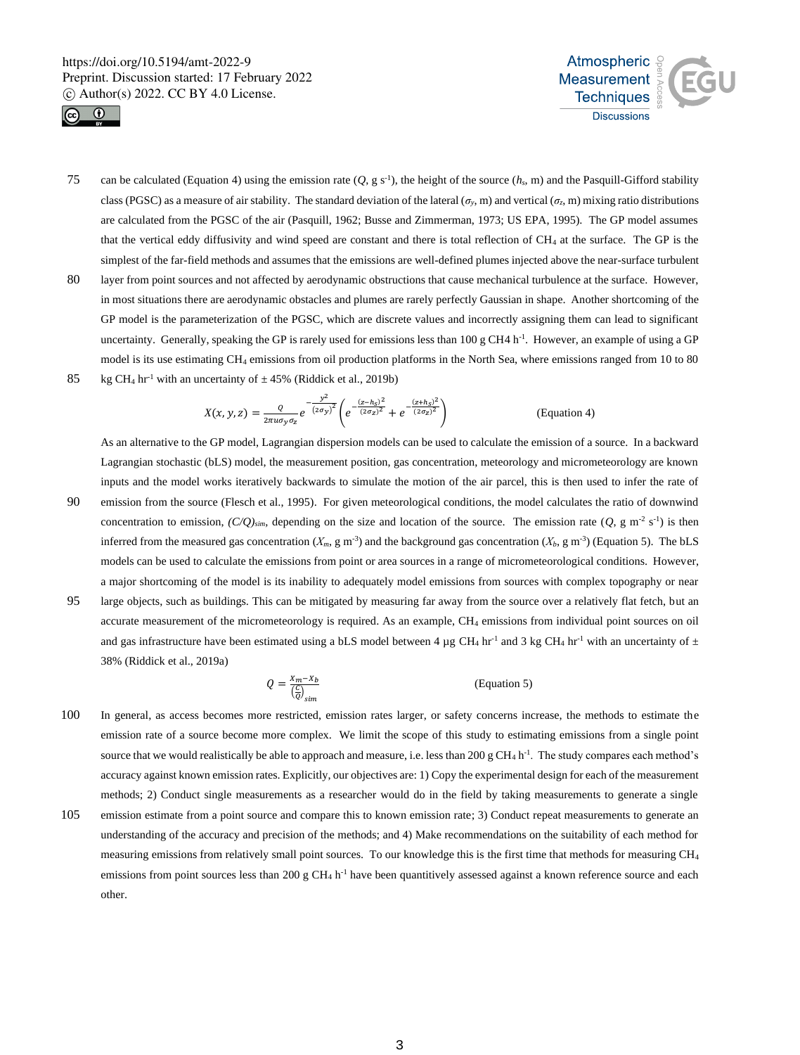can be calculated (Equation 4) using the emission rate ($Q$, g $s^{-1}$), the height of the source ($h_s$, m) and the Pasquill-Gifford stability class (PGSC) as a measure of air stability. The standard deviation of the lateral ($\sigma_y$, m) and vertical ($\sigma_z$, m) mixing ratio distributions are calculated from the PGSC of the air (Pasquill, 1962; Busse and Zimmerman, 1973; US EPA, 1995). The GP model assumes that the vertical eddy diffusivity and wind speed are constant and there is total reflection of $CH_4$ at the surface. The GP is the simplest of the far-field methods and assumes that the emissions are well-defined plumes injected above the near-surface turbulent layer from point sources and not affected by aerodynamic obstructions that cause mechanical turbulence at the surface. However, in most situations there are aerodynamic obstacles and plumes are rarely perfectly Gaussian in shape. Another shortcoming of the GP model is the parameterization of the PGSC, which are discrete values and incorrectly assigning them can lead to significant uncertainty. Generally, speaking the GP is rarely used for emissions less than 100 g CH4 $h^{-1}$. However, an example of using a GP model is its use estimating $CH_4$ emissions from oil production platforms in the North Sea, where emissions ranged from 10 to 80 kg $CH_4$ $hr^{-1}$ with an uncertainty of ± 45% (Riddick et al., 2019b)

$$X(x,y,z) = \frac{Q}{2\pi u \sigma_y \sigma_z} e^{-\frac{y^2}{(2\sigma_y)^2}} \left( e^{-\frac{(z-h_s)^2}{(2\sigma_z)^2}} + e^{-\frac{(z+h_s)^2}{(2\sigma_z)^2}} \right) \quad \text{(Equation 4)}$$

As an alternative to the GP model, Lagrangian dispersion models can be used to calculate the emission of a source. In a backward Lagrangian stochastic (bLS) model, the measurement position, gas concentration, meteorology and micrometeorology are known inputs and the model works iteratively backwards to simulate the motion of the air parcel, this is then used to infer the rate of emission from the source (Flesch et al., 1995). For given meteorological conditions, the model calculates the ratio of downwind concentration to emission, $(C/Q)_{sim}$, depending on the size and location of the source. The emission rate ($Q$, g $m^{-2}$ $s^{-1}$) is then inferred from the measured gas concentration ($X_m$, g $m^{-3}$) and the background gas concentration ($X_b$, g $m^{-3}$) (Equation 5). The bLS models can be used to calculate the emissions from point or area sources in a range of micrometeorological conditions. However, a major shortcoming of the model is its inability to adequately model emissions from sources with complex topography or near large objects, such as buildings. This can be mitigated by measuring far away from the source over a relatively flat fetch, but an accurate measurement of the micrometeorology is required. As an example, $CH_4$ emissions from individual point sources on oil and gas infrastructure have been estimated using a bLS model between 4 µg $CH_4$ $hr^{-1}$ and 3 kg $CH_4$ $hr^{-1}$ with an uncertainty of ± 38% (Riddick et al., 2019a)

$$Q = \frac{X_m - X_b}{\left(\frac{C}{Q}\right)_{sim}} \quad \text{(Equation 5)}$$

In general, as access becomes more restricted, emission rates larger, or safety concerns increase, the methods to estimate the emission rate of a source become more complex. We limit the scope of this study to estimating emissions from a single point source that we would realistically be able to approach and measure, i.e. less than 200 g $CH_4$ $h^{-1}$. The study compares each method's accuracy against known emission rates. Explicitly, our objectives are: 1) Copy the experimental design for each of the measurement methods; 2) Conduct single measurements as a researcher would do in the field by taking measurements to generate a single emission estimate from a point source and compare this to known emission rate; 3) Conduct repeat measurements to generate an understanding of the accuracy and precision of the methods; and 4) Make recommendations on the suitability of each method for measuring emissions from relatively small point sources. To our knowledge this is the first time that methods for measuring $CH_4$ emissions from point sources less than 200 g $CH_4$ $h^{-1}$ have been quantitively assessed against a known reference source and each other.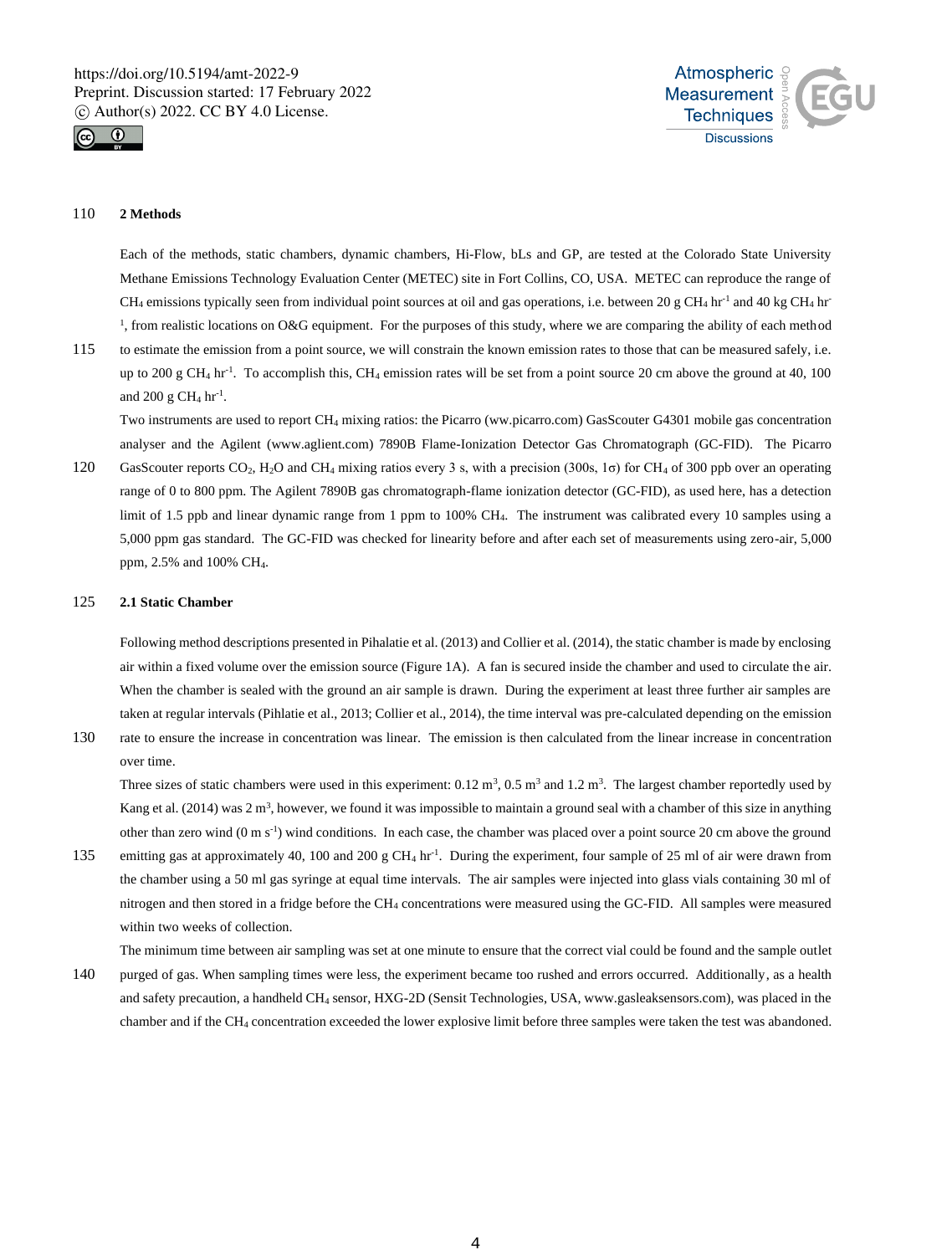## 2 Methods

Each of the methods, static chambers, dynamic chambers, Hi-Flow, bLs and GP, are tested at the Colorado State University Methane Emissions Technology Evaluation Center (METEC) site in Fort Collins, CO, USA. METEC can reproduce the range of $CH_4$ emissions typically seen from individual point sources at oil and gas operations, i.e. between 20 g $CH_4$ $hr^{-1}$ and 40 kg $CH_4$ $hr^{-1}$, from realistic locations on O&G equipment. For the purposes of this study, where we are comparing the ability of each method to estimate the emission from a point source, we will constrain the known emission rates to those that can be measured safely, i.e. up to 200 g $CH_4$ $hr^{-1}$. To accomplish this, $CH_4$ emission rates will be set from a point source 20 cm above the ground at 40, 100 and 200 g $CH_4$ $hr^{-1}$.

Two instruments are used to report $CH_4$ mixing ratios: the Picarro (ww.picarro.com) GasScouter G4301 mobile gas concentration analyser and the Agilent (www.agilent.com) 7890B Flame-Ionization Detector Gas Chromatograph (GC-FID). The Picarro GasScouter reports $CO_2$, $H_2O$ and $CH_4$ mixing ratios every 3 s, with a precision (300s, 1σ) for $CH_4$ of 300 ppb over an operating range of 0 to 800 ppm. The Agilent 7890B gas chromatograph-flame ionization detector (GC-FID), as used here, has a detection limit of 1.5 ppb and linear dynamic range from 1 ppm to 100% $CH_4$. The instrument was calibrated every 10 samples using a 5,000 ppm gas standard. The GC-FID was checked for linearity before and after each set of measurements using zero-air, 5,000 ppm, 2.5% and 100% $CH_4$.

### 2.1 Static Chamber

Following method descriptions presented in Pihalatie et al. (2013) and Collier et al. (2014), the static chamber is made by enclosing air within a fixed volume over the emission source (Figure 1A). A fan is secured inside the chamber and used to circulate the air. When the chamber is sealed with the ground an air sample is drawn. During the experiment at least three further air samples are taken at regular intervals (Pihlatie et al., 2013; Collier et al., 2014), the time interval was pre-calculated depending on the emission rate to ensure the increase in concentration was linear. The emission is then calculated from the linear increase in concentration over time.

Three sizes of static chambers were used in this experiment: 0.12 $m^3$, 0.5 $m^3$ and 1.2 $m^3$. The largest chamber reportedly used by Kang et al. (2014) was 2 $m^3$, however, we found it was impossible to maintain a ground seal with a chamber of this size in anything other than zero wind (0 m $s^{-1}$) wind conditions. In each case, the chamber was placed over a point source 20 cm above the ground emitting gas at approximately 40, 100 and 200 g $CH_4$ $hr^{-1}$. During the experiment, four sample of 25 ml of air were drawn from the chamber using a 50 ml gas syringe at equal time intervals. The air samples were injected into glass vials containing 30 ml of nitrogen and then stored in a fridge before the $CH_4$ concentrations were measured using the GC-FID. All samples were measured within two weeks of collection.

The minimum time between air sampling was set at one minute to ensure that the correct vial could be found and the sample outlet purged of gas. When sampling times were less, the experiment became too rushed and errors occurred. Additionally, as a health and safety precaution, a handheld $CH_4$ sensor, HXG-2D (Sensit Technologies, USA, www.gasleaksensors.com), was placed in the chamber and if the $CH_4$ concentration exceeded the lower explosive limit before three samples were taken the test was abandoned.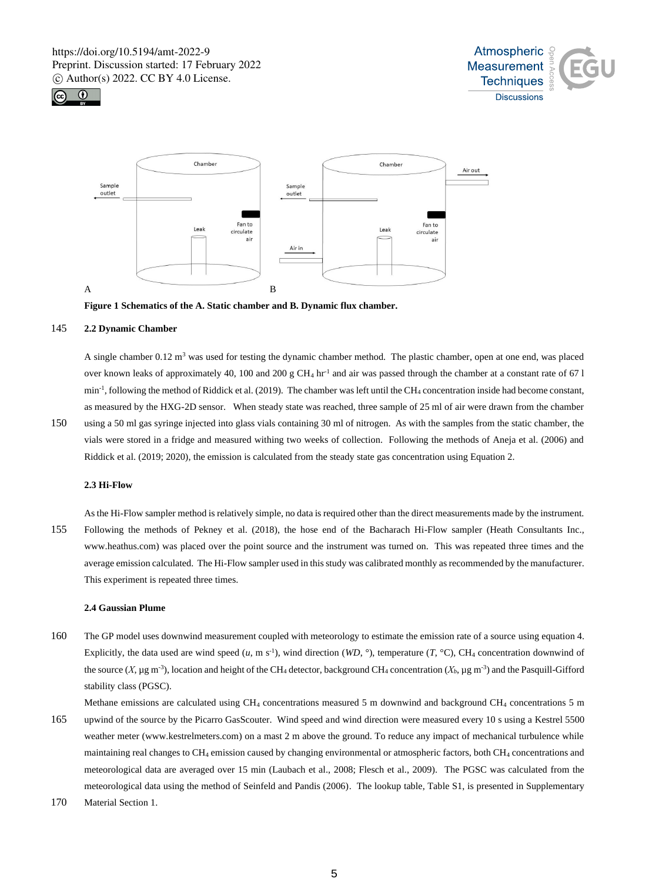Figure 1 Schematics of the A. Static chamber and B. Dynamic flux chamber.

### 2.2 Dynamic Chamber

A single chamber 0.12 $m^3$ was used for testing the dynamic chamber method. The plastic chamber, open at one end, was placed over known leaks of approximately 40, 100 and 200 g $CH_4$ $hr^{-1}$ and air was passed through the chamber at a constant rate of 67 l $min^{-1}$, following the method of Riddick et al. (2019). The chamber was left until the $CH_4$ concentration inside had become constant, as measured by the HXG-2D sensor. When steady state was reached, three sample of 25 ml of air were drawn from the chamber using a 50 ml gas syringe injected into glass vials containing 30 ml of nitrogen. As with the samples from the static chamber, the vials were stored in a fridge and measured withing two weeks of collection. Following the methods of Aneja et al. (2006) and Riddick et al. (2019; 2020), the emission is calculated from the steady state gas concentration using Equation 2.

### 2.3 Hi-Flow

As the Hi-Flow sampler method is relatively simple, no data is required other than the direct measurements made by the instrument. Following the methods of Pekney et al. (2018), the hose end of the Bacharach Hi-Flow sampler (Heath Consultants Inc., www.heathus.com) was placed over the point source and the instrument was turned on. This was repeated three times and the average emission calculated. The Hi-Flow sampler used in this study was calibrated monthly as recommended by the manufacturer. This experiment is repeated three times.

### 2.4 Gaussian Plume

The GP model uses downwind measurement coupled with meteorology to estimate the emission rate of a source using equation 4. Explicitly, the data used are wind speed ($u$, m $s^{-1}$), wind direction ($WD$, °), temperature ($T$, °C), $CH_4$ concentration downwind of the source ($X$, µg $m^{-3}$), location and height of the $CH_4$ detector, background $CH_4$ concentration ($X_b$, µg $m^{-3}$) and the Pasquill-Gifford stability class (PGSC).

Methane emissions are calculated using $CH_4$ concentrations measured 5 m downwind and background $CH_4$ concentrations 5 m upwind of the source by the Picarro GasScouter. Wind speed and wind direction were measured every 10 s using a Kestrel 5500 weather meter (www.kestrelmeters.com) on a mast 2 m above the ground. To reduce any impact of mechanical turbulence while maintaining real changes to $CH_4$ emission caused by changing environmental or atmospheric factors, both $CH_4$ concentrations and meteorological data are averaged over 15 min (Laubach et al., 2008; Flesch et al., 2009). The PGSC was calculated from the meteorological data using the method of Seinfeld and Pandis (2006). The lookup table, Table S1, is presented in Supplementary Material Section 1.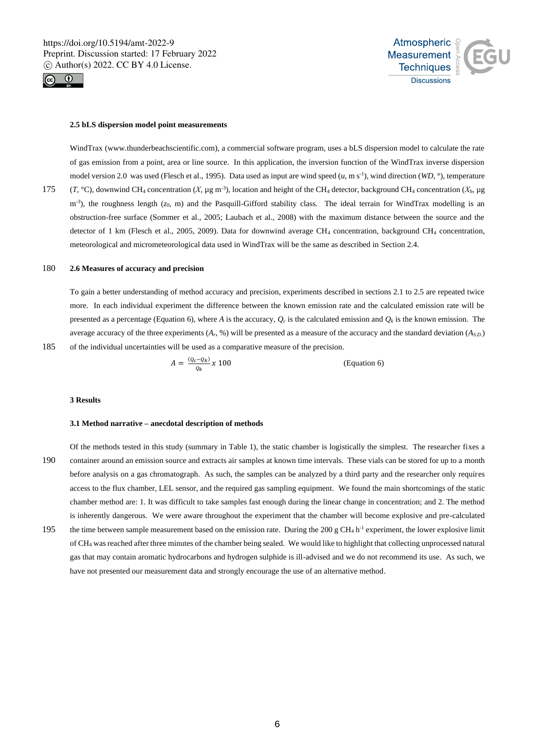### 2.5 bLS dispersion model point measurements

WindTrax (www.thunderbeachscientific.com), a commercial software program, uses a bLS dispersion model to calculate the rate of gas emission from a point, area or line source. In this application, the inversion function of the WindTrax inverse dispersion model version 2.0 was used (Flesch et al., 1995). Data used as input are wind speed ($u$, m s$^{-1}$), wind direction ($WD$, °), temperature ($T$, °C), downwind $CH_4$ concentration ($X$, µg m$^{-3}$), location and height of the $CH_4$ detector, background $CH_4$ concentration ($X_b$, µg m$^{-3}$), the roughness length ($z_0$, m) and the Pasquill-Gifford stability class. The ideal terrain for WindTrax modelling is an obstruction-free surface (Sommer et al., 2005; Laubach et al., 2008) with the maximum distance between the source and the detector of 1 km (Flesch et al., 2005, 2009). Data for downwind average $CH_4$ concentration, background $CH_4$ concentration, meteorological and micrometeorological data used in WindTrax will be the same as described in Section 2.4.

### 2.6 Measures of accuracy and precision

To gain a better understanding of method accuracy and precision, experiments described in sections 2.1 to 2.5 are repeated twice more. In each individual experiment the difference between the known emission rate and the calculated emission rate will be presented as a percentage (Equation 6), where $A$ is the accuracy, $Q_c$ is the calculated emission and $Q_k$ is the known emission. The average accuracy of the three experiments ($A_r$, %) will be presented as a measure of the accuracy and the standard deviation ($A_{S.D.}$) of the individual uncertainties will be used as a comparative measure of the precision.

$$A = \frac{(Q_c - Q_k)}{Q_k} x\ 100 \qquad \text{(Equation 6)}$$

## 3 Results

### 3.1 Method narrative – anecdotal description of methods

Of the methods tested in this study (summary in Table 1), the static chamber is logistically the simplest. The researcher fixes a container around an emission source and extracts air samples at known time intervals. These vials can be stored for up to a month before analysis on a gas chromatograph. As such, the samples can be analyzed by a third party and the researcher only requires access to the flux chamber, LEL sensor, and the required gas sampling equipment. We found the main shortcomings of the static chamber method are: 1. It was difficult to take samples fast enough during the linear change in concentration; and 2. The method is inherently dangerous. We were aware throughout the experiment that the chamber will become explosive and pre-calculated the time between sample measurement based on the emission rate. During the 200 g $CH_4$ h$^{-1}$ experiment, the lower explosive limit of $CH_4$ was reached after three minutes of the chamber being sealed. We would like to highlight that collecting unprocessed natural gas that may contain aromatic hydrocarbons and hydrogen sulphide is ill-advised and we do not recommend its use. As such, we have not presented our measurement data and strongly encourage the use of an alternative method.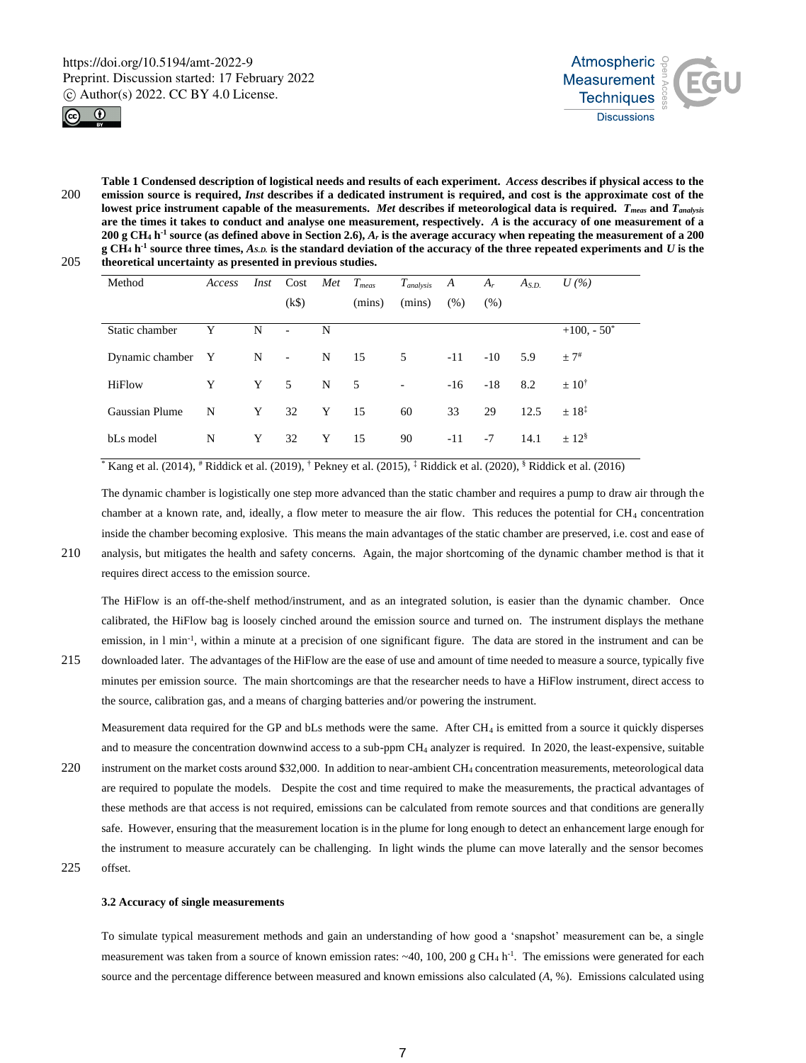**Table 1 Condensed description of logistical needs and results of each experiment. *Access* describes if physical access to the emission source is required, *Inst* describes if a dedicated instrument is required, and cost is the approximate cost of the lowest price instrument capable of the measurements. *Met* describes if meteorological data is required. $T_{meas}$ and $T_{analysis}$ are the times it takes to conduct and analyse one measurement, respectively. *A* is the accuracy of one measurement of a 200 g $CH_4$ $h^{-1}$ source (as defined above in Section 2.6), $A_r$ is the average accuracy when repeating the measurement of a 200 g $CH_4$ $h^{-1}$ source three times, $A_{S.D.}$ is the standard deviation of the accuracy of the three repeated experiments and *U* is the theoretical uncertainty as presented in previous studies.**

| Method | *Access* | *Inst* | Cost (k$) | *Met* | $T_{meas}$ (mins) | $T_{analysis}$ (mins) | *A* (%) | $A_r$ (%) | $A_{S.D.}$ | *U (%)* |
|---|---|---|---|---|---|---|---|---|---|---|
| Static chamber | Y | N | - | N | | | | | | +100, - 50* |
| Dynamic chamber | Y | N | - | N | 15 | 5 | -11 | -10 | 5.9 | ± 7# |
| HiFlow | Y | Y | 5 | N | 5 | - | -16 | -18 | 8.2 | ± 10† |
| Gaussian Plume | N | Y | 32 | Y | 15 | 60 | 33 | 29 | 12.5 | ± 18‡ |
| bLs model | N | Y | 32 | Y | 15 | 90 | -11 | -7 | 14.1 | ± 12§ |

* Kang et al. (2014), # Riddick et al. (2019), † Pekney et al. (2015), ‡ Riddick et al. (2020), § Riddick et al. (2016)

The dynamic chamber is logistically one step more advanced than the static chamber and requires a pump to draw air through the chamber at a known rate, and, ideally, a flow meter to measure the air flow. This reduces the potential for $CH_4$ concentration inside the chamber becoming explosive. This means the main advantages of the static chamber are preserved, i.e. cost and ease of analysis, but mitigates the health and safety concerns. Again, the major shortcoming of the dynamic chamber method is that it requires direct access to the emission source.

The HiFlow is an off-the-shelf method/instrument, and as an integrated solution, is easier than the dynamic chamber. Once calibrated, the HiFlow bag is loosely cinched around the emission source and turned on. The instrument displays the methane emission, in l $min^{-1}$, within a minute at a precision of one significant figure. The data are stored in the instrument and can be downloaded later. The advantages of the HiFlow are the ease of use and amount of time needed to measure a source, typically five minutes per emission source. The main shortcomings are that the researcher needs to have a HiFlow instrument, direct access to the source, calibration gas, and a means of charging batteries and/or powering the instrument.

Measurement data required for the GP and bLs methods were the same. After $CH_4$ is emitted from a source it quickly disperses and to measure the concentration downwind access to a sub-ppm $CH_4$ analyzer is required. In 2020, the least-expensive, suitable instrument on the market costs around $32,000. In addition to near-ambient $CH_4$ concentration measurements, meteorological data are required to populate the models. Despite the cost and time required to make the measurements, the practical advantages of these methods are that access is not required, emissions can be calculated from remote sources and that conditions are generally safe. However, ensuring that the measurement location is in the plume for long enough to detect an enhancement large enough for the instrument to measure accurately can be challenging. In light winds the plume can move laterally and the sensor becomes offset.

### 3.2 Accuracy of single measurements

To simulate typical measurement methods and gain an understanding of how good a 'snapshot' measurement can be, a single measurement was taken from a source of known emission rates: ~40, 100, 200 g $CH_4$ $h^{-1}$. The emissions were generated for each source and the percentage difference between measured and known emissions also calculated (*A*, %). Emissions calculated using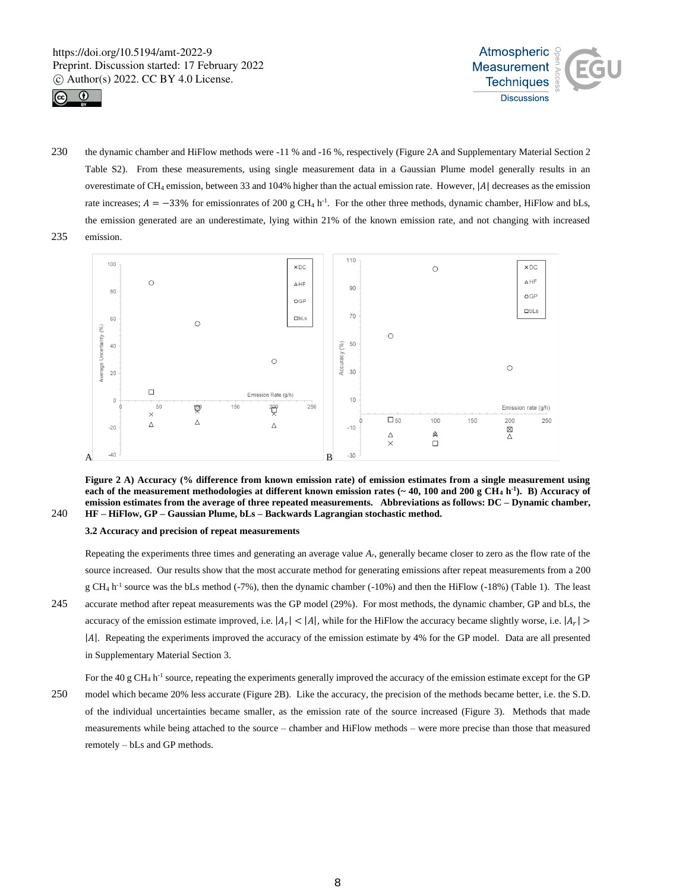the dynamic chamber and HiFlow methods were -11 % and -16 %, respectively (Figure 2A and Supplementary Material Section 2 Table S2). From these measurements, using single measurement data in a Gaussian Plume model generally results in an overestimate of $CH_4$ emission, between 33 and 104% higher than the actual emission rate. However, $|A|$ decreases as the emission rate increases; $A = -33\%$ for emissionrates of 200 g $CH_4$ $h^{-1}$. For the other three methods, dynamic chamber, HiFlow and bLs, the emission generated are an underestimate, lying within 21% of the known emission rate, and not changing with increased emission.

**Figure 2 A) Accuracy (% difference from known emission rate) of emission estimates from a single measurement using each of the measurement methodologies at different known emission rates (~ 40, 100 and 200 g $CH_4$ $h^{-1}$). B) Accuracy of emission estimates from the average of three repeated measurements. Abbreviations as follows: DC – Dynamic chamber, HF – HiFlow, GP – Gaussian Plume, bLs – Backwards Lagrangian stochastic method.**

### 3.2 Accuracy and precision of repeat measurements

Repeating the experiments three times and generating an average value $A_r$, generally became closer to zero as the flow rate of the source increased. Our results show that the most accurate method for generating emissions after repeat measurements from a 200 g $CH_4$ $h^{-1}$ source was the bLs method (-7%), then the dynamic chamber (-10%) and then the HiFlow (-18%) (Table 1). The least accurate method after repeat measurements was the GP model (29%). For most methods, the dynamic chamber, GP and bLs, the accuracy of the emission estimate improved, i.e. $|A_r| < |A|$, while for the HiFlow the accuracy became slightly worse, i.e. $|A_r| > |A|$. Repeating the experiments improved the accuracy of the emission estimate by 4% for the GP model. Data are all presented in Supplementary Material Section 3.

For the 40 g $CH_4$ $h^{-1}$ source, repeating the experiments generally improved the accuracy of the emission estimate except for the GP model which became 20% less accurate (Figure 2B). Like the accuracy, the precision of the methods became better, i.e. the S.D. of the individual uncertainties became smaller, as the emission rate of the source increased (Figure 3). Methods that made measurements while being attached to the source – chamber and HiFlow methods – were more precise than those that measured remotely – bLs and GP methods.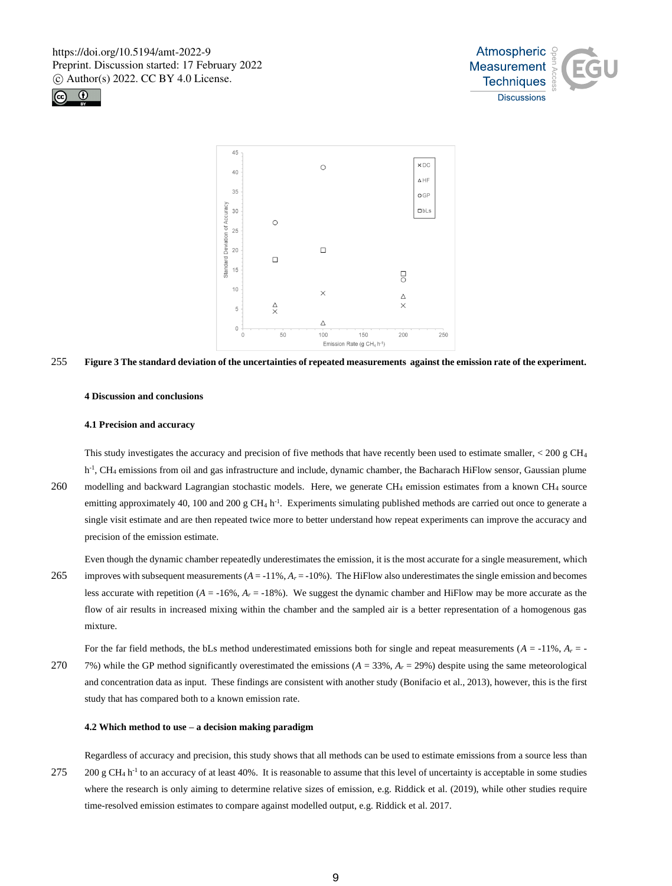Figure 3 The standard deviation of the uncertainties of repeated measurements against the emission rate of the experiment.

## 4 Discussion and conclusions

### 4.1 Precision and accuracy

This study investigates the accuracy and precision of five methods that have recently been used to estimate smaller, < 200 g $CH_4$ $h^{-1}$, $CH_4$ emissions from oil and gas infrastructure and include, dynamic chamber, the Bacharach HiFlow sensor, Gaussian plume modelling and backward Lagrangian stochastic models. Here, we generate $CH_4$ emission estimates from a known $CH_4$ source emitting approximately 40, 100 and 200 g $CH_4$ $h^{-1}$. Experiments simulating published methods are carried out once to generate a single visit estimate and are then repeated twice more to better understand how repeat experiments can improve the accuracy and precision of the emission estimate.

Even though the dynamic chamber repeatedly underestimates the emission, it is the most accurate for a single measurement, which improves with subsequent measurements ($A$ = -11%, $A_r$ = -10%). The HiFlow also underestimates the single emission and becomes less accurate with repetition ($A$ = -16%, $A_r$ = -18%). We suggest the dynamic chamber and HiFlow may be more accurate as the flow of air results in increased mixing within the chamber and the sampled air is a better representation of a homogenous gas mixture.

For the far field methods, the bLs method underestimated emissions both for single and repeat measurements ($A$ = -11%, $A_r$ = -7%) while the GP method significantly overestimated the emissions ($A$ = 33%, $A_r$ = 29%) despite using the same meteorological and concentration data as input. These findings are consistent with another study (Bonifacio et al., 2013), however, this is the first study that has compared both to a known emission rate.

### 4.2 Which method to use – a decision making paradigm

Regardless of accuracy and precision, this study shows that all methods can be used to estimate emissions from a source less than 200 g $CH_4$ $h^{-1}$ to an accuracy of at least 40%. It is reasonable to assume that this level of uncertainty is acceptable in some studies where the research is only aiming to determine relative sizes of emission, e.g. Riddick et al. (2019), while other studies require time-resolved emission estimates to compare against modelled output, e.g. Riddick et al. 2017.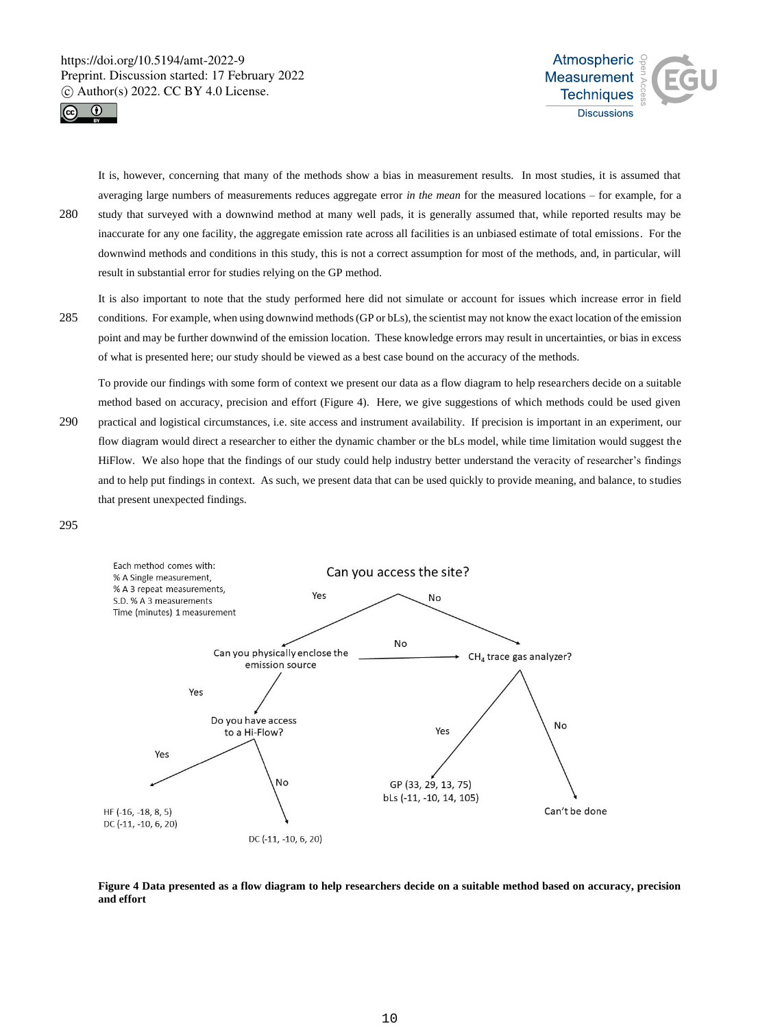It is, however, concerning that many of the methods show a bias in measurement results. In most studies, it is assumed that averaging large numbers of measurements reduces aggregate error *in the mean* for the measured locations – for example, for a study that surveyed with a downwind method at many well pads, it is generally assumed that, while reported results may be inaccurate for any one facility, the aggregate emission rate across all facilities is an unbiased estimate of total emissions. For the downwind methods and conditions in this study, this is not a correct assumption for most of the methods, and, in particular, will result in substantial error for studies relying on the GP method.

It is also important to note that the study performed here did not simulate or account for issues which increase error in field conditions. For example, when using downwind methods (GP or bLs), the scientist may not know the exact location of the emission point and may be further downwind of the emission location. These knowledge errors may result in uncertainties, or bias in excess of what is presented here; our study should be viewed as a best case bound on the accuracy of the methods.

To provide our findings with some form of context we present our data as a flow diagram to help researchers decide on a suitable method based on accuracy, precision and effort (Figure 4). Here, we give suggestions of which methods could be used given practical and logistical circumstances, i.e. site access and instrument availability. If precision is important in an experiment, our flow diagram would direct a researcher to either the dynamic chamber or the bLs model, while time limitation would suggest the HiFlow. We also hope that the findings of our study could help industry better understand the veracity of researcher's findings and to help put findings in context. As such, we present data that can be used quickly to provide meaning, and balance, to studies that present unexpected findings.

Each method comes with:
% A Single measurement,
% A 3 repeat measurements,
S.D. % A 3 measurements
Time (minutes) 1 measurement

- Can you access the site?
  - Yes → Can you physically enclose the emission source?
    - Yes → Do you have access to a Hi-Flow?
      - Yes → HF (-16, -18, 8, 5); DC (-11, -10, 6, 20)
      - No → DC (-11, -10, 6, 20)
    - No → $CH_4$ trace gas analyzer?
  - No → $CH_4$ trace gas analyzer?
    - Yes → GP (33, 29, 13, 75); bLs (-11, -10, 14, 105)
    - No → Can't be done

**Figure 4 Data presented as a flow diagram to help researchers decide on a suitable method based on accuracy, precision and effort**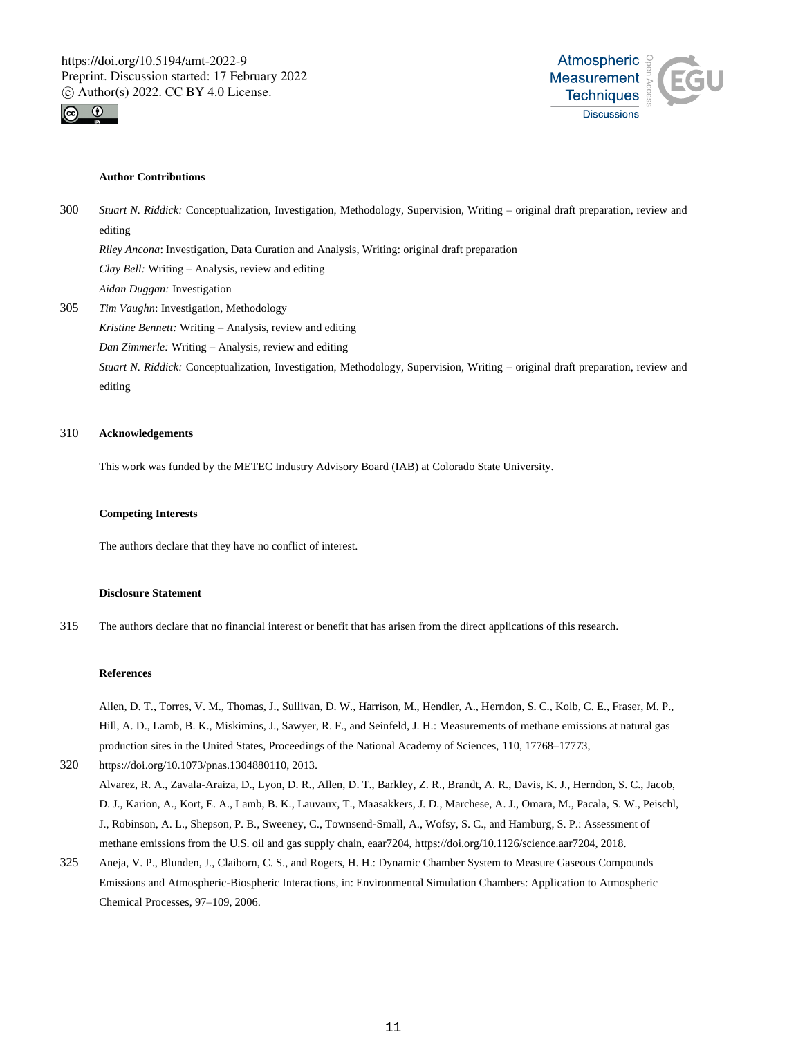**Author Contributions**

*Stuart N. Riddick:* Conceptualization, Investigation, Methodology, Supervision, Writing – original draft preparation, review and editing

*Riley Ancona*: Investigation, Data Curation and Analysis, Writing: original draft preparation

*Clay Bell:* Writing – Analysis, review and editing

*Aidan Duggan:* Investigation

*Tim Vaughn*: Investigation, Methodology

*Kristine Bennett:* Writing – Analysis, review and editing

*Dan Zimmerle:* Writing – Analysis, review and editing

*Stuart N. Riddick:* Conceptualization, Investigation, Methodology, Supervision, Writing – original draft preparation, review and editing

**Acknowledgements**

This work was funded by the METEC Industry Advisory Board (IAB) at Colorado State University.

**Competing Interests**

The authors declare that they have no conflict of interest.

**Disclosure Statement**

The authors declare that no financial interest or benefit that has arisen from the direct applications of this research.

**References**

Allen, D. T., Torres, V. M., Thomas, J., Sullivan, D. W., Harrison, M., Hendler, A., Herndon, S. C., Kolb, C. E., Fraser, M. P., Hill, A. D., Lamb, B. K., Miskimins, J., Sawyer, R. F., and Seinfeld, J. H.: Measurements of methane emissions at natural gas production sites in the United States, Proceedings of the National Academy of Sciences, 110, 17768–17773, https://doi.org/10.1073/pnas.1304880110, 2013.

Alvarez, R. A., Zavala-Araiza, D., Lyon, D. R., Allen, D. T., Barkley, Z. R., Brandt, A. R., Davis, K. J., Herndon, S. C., Jacob, D. J., Karion, A., Kort, E. A., Lamb, B. K., Lauvaux, T., Maasakkers, J. D., Marchese, A. J., Omara, M., Pacala, S. W., Peischl, J., Robinson, A. L., Shepson, P. B., Sweeney, C., Townsend-Small, A., Wofsy, S. C., and Hamburg, S. P.: Assessment of methane emissions from the U.S. oil and gas supply chain, eaar7204, https://doi.org/10.1126/science.aar7204, 2018.

Aneja, V. P., Blunden, J., Claiborn, C. S., and Rogers, H. H.: Dynamic Chamber System to Measure Gaseous Compounds Emissions and Atmospheric-Biospheric Interactions, in: Environmental Simulation Chambers: Application to Atmospheric Chemical Processes, 97–109, 2006.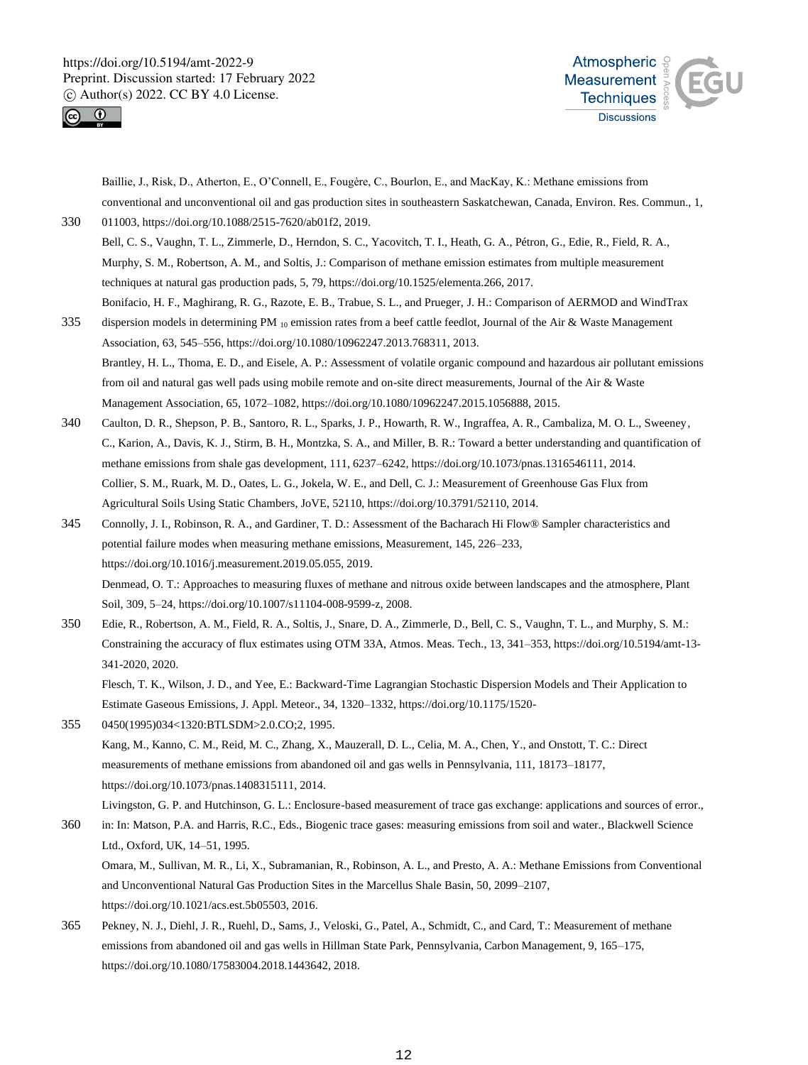Baillie, J., Risk, D., Atherton, E., O'Connell, E., Fougère, C., Bourlon, E., and MacKay, K.: Methane emissions from conventional and unconventional oil and gas production sites in southeastern Saskatchewan, Canada, Environ. Res. Commun., 1, 011003, https://doi.org/10.1088/2515-7620/ab01f2, 2019.

Bell, C. S., Vaughn, T. L., Zimmerle, D., Herndon, S. C., Yacovitch, T. I., Heath, G. A., Pétron, G., Edie, R., Field, R. A., Murphy, S. M., Robertson, A. M., and Soltis, J.: Comparison of methane emission estimates from multiple measurement techniques at natural gas production pads, 5, 79, https://doi.org/10.1525/elementa.266, 2017.

Bonifacio, H. F., Maghirang, R. G., Razote, E. B., Trabue, S. L., and Prueger, J. H.: Comparison of AERMOD and WindTrax dispersion models in determining $PM_{10}$ emission rates from a beef cattle feedlot, Journal of the Air & Waste Management Association, 63, 545–556, https://doi.org/10.1080/10962247.2013.768311, 2013.

Brantley, H. L., Thoma, E. D., and Eisele, A. P.: Assessment of volatile organic compound and hazardous air pollutant emissions from oil and natural gas well pads using mobile remote and on-site direct measurements, Journal of the Air & Waste Management Association, 65, 1072–1082, https://doi.org/10.1080/10962247.2015.1056888, 2015.

Caulton, D. R., Shepson, P. B., Santoro, R. L., Sparks, J. P., Howarth, R. W., Ingraffea, A. R., Cambaliza, M. O. L., Sweeney, C., Karion, A., Davis, K. J., Stirm, B. H., Montzka, S. A., and Miller, B. R.: Toward a better understanding and quantification of methane emissions from shale gas development, 111, 6237–6242, https://doi.org/10.1073/pnas.1316546111, 2014.

Collier, S. M., Ruark, M. D., Oates, L. G., Jokela, W. E., and Dell, C. J.: Measurement of Greenhouse Gas Flux from Agricultural Soils Using Static Chambers, JoVE, 52110, https://doi.org/10.3791/52110, 2014.

Connolly, J. I., Robinson, R. A., and Gardiner, T. D.: Assessment of the Bacharach Hi Flow® Sampler characteristics and potential failure modes when measuring methane emissions, Measurement, 145, 226–233, https://doi.org/10.1016/j.measurement.2019.05.055, 2019.

Denmead, O. T.: Approaches to measuring fluxes of methane and nitrous oxide between landscapes and the atmosphere, Plant Soil, 309, 5–24, https://doi.org/10.1007/s11104-008-9599-z, 2008.

Edie, R., Robertson, A. M., Field, R. A., Soltis, J., Snare, D. A., Zimmerle, D., Bell, C. S., Vaughn, T. L., and Murphy, S. M.: Constraining the accuracy of flux estimates using OTM 33A, Atmos. Meas. Tech., 13, 341–353, https://doi.org/10.5194/amt-13-341-2020, 2020.

Flesch, T. K., Wilson, J. D., and Yee, E.: Backward-Time Lagrangian Stochastic Dispersion Models and Their Application to Estimate Gaseous Emissions, J. Appl. Meteor., 34, 1320–1332, https://doi.org/10.1175/1520-0450(1995)034<1320:BTLSDM>2.0.CO;2, 1995.

Kang, M., Kanno, C. M., Reid, M. C., Zhang, X., Mauzerall, D. L., Celia, M. A., Chen, Y., and Onstott, T. C.: Direct measurements of methane emissions from abandoned oil and gas wells in Pennsylvania, 111, 18173–18177, https://doi.org/10.1073/pnas.1408315111, 2014.

Livingston, G. P. and Hutchinson, G. L.: Enclosure-based measurement of trace gas exchange: applications and sources of error., in: In: Matson, P.A. and Harris, R.C., Eds., Biogenic trace gases: measuring emissions from soil and water., Blackwell Science Ltd., Oxford, UK, 14–51, 1995.

Omara, M., Sullivan, M. R., Li, X., Subramanian, R., Robinson, A. L., and Presto, A. A.: Methane Emissions from Conventional and Unconventional Natural Gas Production Sites in the Marcellus Shale Basin, 50, 2099–2107, https://doi.org/10.1021/acs.est.5b05503, 2016.

Pekney, N. J., Diehl, J. R., Ruehl, D., Sams, J., Veloski, G., Patel, A., Schmidt, C., and Card, T.: Measurement of methane emissions from abandoned oil and gas wells in Hillman State Park, Pennsylvania, Carbon Management, 9, 165–175, https://doi.org/10.1080/17583004.2018.1443642, 2018.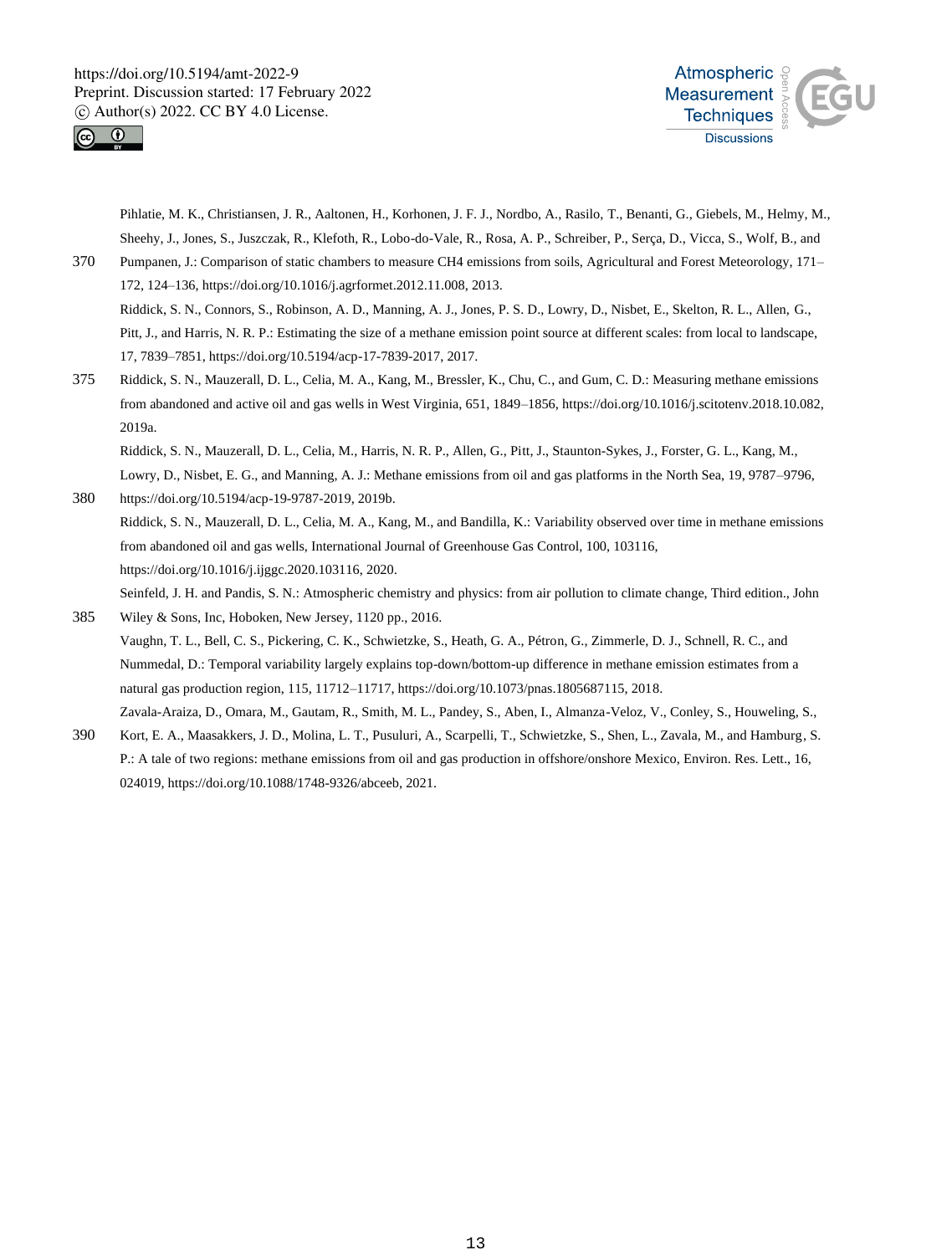Pihlatie, M. K., Christiansen, J. R., Aaltonen, H., Korhonen, J. F. J., Nordbo, A., Rasilo, T., Benanti, G., Giebels, M., Helmy, M., Sheehy, J., Jones, S., Juszczak, R., Klefoth, R., Lobo-do-Vale, R., Rosa, A. P., Schreiber, P., Serça, D., Vicca, S., Wolf, B., and Pumpanen, J.: Comparison of static chambers to measure CH4 emissions from soils, Agricultural and Forest Meteorology, 171–172, 124–136, https://doi.org/10.1016/j.agrformet.2012.11.008, 2013.

Riddick, S. N., Connors, S., Robinson, A. D., Manning, A. J., Jones, P. S. D., Lowry, D., Nisbet, E., Skelton, R. L., Allen, G., Pitt, J., and Harris, N. R. P.: Estimating the size of a methane emission point source at different scales: from local to landscape, 17, 7839–7851, https://doi.org/10.5194/acp-17-7839-2017, 2017.

Riddick, S. N., Mauzerall, D. L., Celia, M. A., Kang, M., Bressler, K., Chu, C., and Gum, C. D.: Measuring methane emissions from abandoned and active oil and gas wells in West Virginia, 651, 1849–1856, https://doi.org/10.1016/j.scitotenv.2018.10.082, 2019a.

Riddick, S. N., Mauzerall, D. L., Celia, M., Harris, N. R. P., Allen, G., Pitt, J., Staunton-Sykes, J., Forster, G. L., Kang, M., Lowry, D., Nisbet, E. G., and Manning, A. J.: Methane emissions from oil and gas platforms in the North Sea, 19, 9787–9796, https://doi.org/10.5194/acp-19-9787-2019, 2019b.

Riddick, S. N., Mauzerall, D. L., Celia, M. A., Kang, M., and Bandilla, K.: Variability observed over time in methane emissions from abandoned oil and gas wells, International Journal of Greenhouse Gas Control, 100, 103116, https://doi.org/10.1016/j.ijggc.2020.103116, 2020.

Seinfeld, J. H. and Pandis, S. N.: Atmospheric chemistry and physics: from air pollution to climate change, Third edition., John Wiley & Sons, Inc, Hoboken, New Jersey, 1120 pp., 2016.

Vaughn, T. L., Bell, C. S., Pickering, C. K., Schwietzke, S., Heath, G. A., Pétron, G., Zimmerle, D. J., Schnell, R. C., and Nummedal, D.: Temporal variability largely explains top-down/bottom-up difference in methane emission estimates from a natural gas production region, 115, 11712–11717, https://doi.org/10.1073/pnas.1805687115, 2018.

Zavala-Araiza, D., Omara, M., Gautam, R., Smith, M. L., Pandey, S., Aben, I., Almanza-Veloz, V., Conley, S., Houweling, S., Kort, E. A., Maasakkers, J. D., Molina, L. T., Pusuluri, A., Scarpelli, T., Schwietzke, S., Shen, L., Zavala, M., and Hamburg, S. P.: A tale of two regions: methane emissions from oil and gas production in offshore/onshore Mexico, Environ. Res. Lett., 16, 024019, https://doi.org/10.1088/1748-9326/abceeb, 2021.